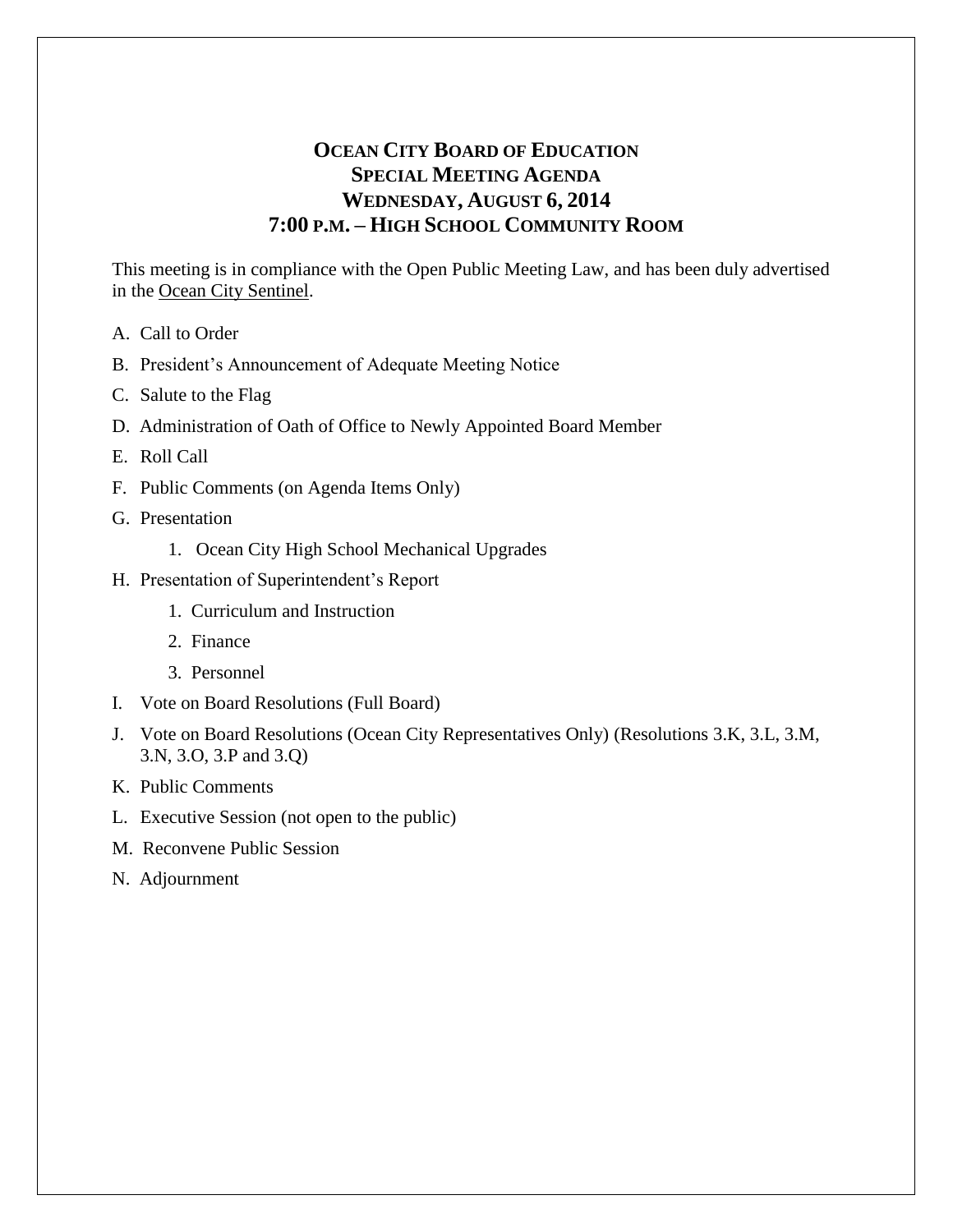# OCEAN CITY BOARD OF EDUCATION
## SPECIAL MEETING AGENDA
## WEDNESDAY, AUGUST 6, 2014
## 7:00 P.M. – HIGH SCHOOL COMMUNITY ROOM

This meeting is in compliance with the Open Public Meeting Law, and has been duly advertised in the Ocean City Sentinel.

A. Call to Order

B. President's Announcement of Adequate Meeting Notice

C. Salute to the Flag

D. Administration of Oath of Office to Newly Appointed Board Member

E. Roll Call

F. Public Comments (on Agenda Items Only)

G. Presentation

   1. Ocean City High School Mechanical Upgrades

H. Presentation of Superintendent's Report

   1. Curriculum and Instruction
   2. Finance
   3. Personnel

I. Vote on Board Resolutions (Full Board)

J. Vote on Board Resolutions (Ocean City Representatives Only) (Resolutions 3.K, 3.L, 3.M, 3.N, 3.O, 3.P and 3.Q)

K. Public Comments

L. Executive Session (not open to the public)

M. Reconvene Public Session

N. Adjournment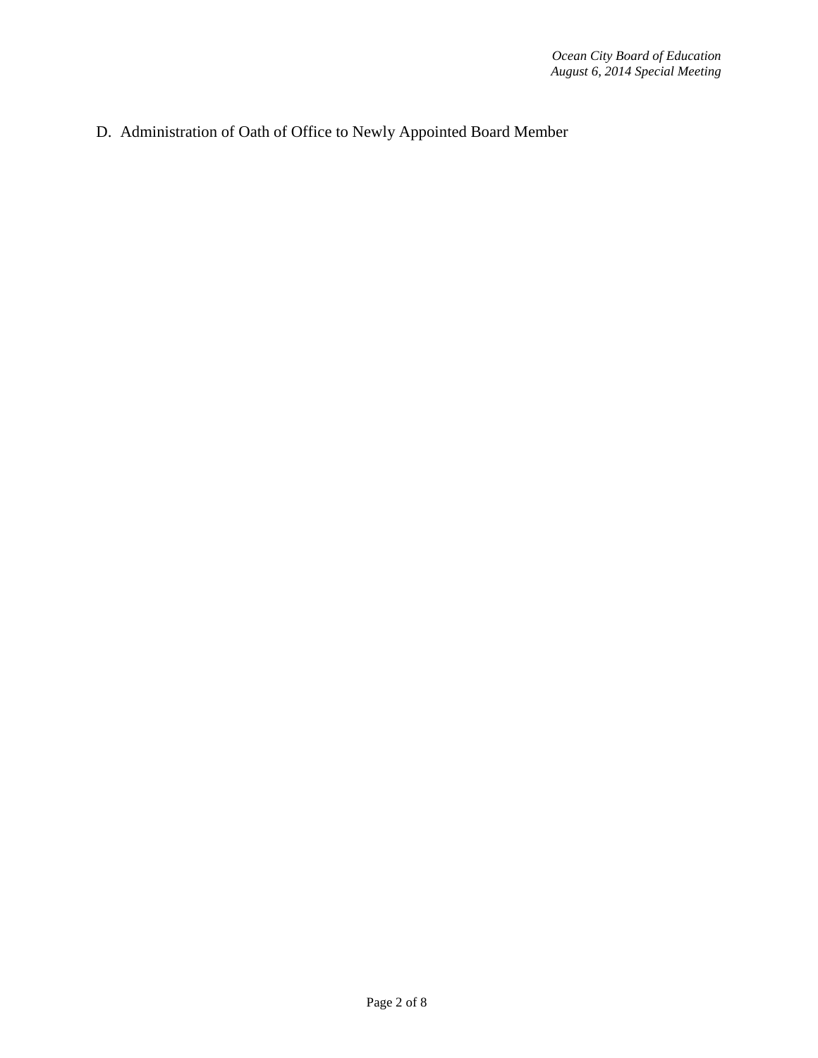D. Administration of Oath of Office to Newly Appointed Board Member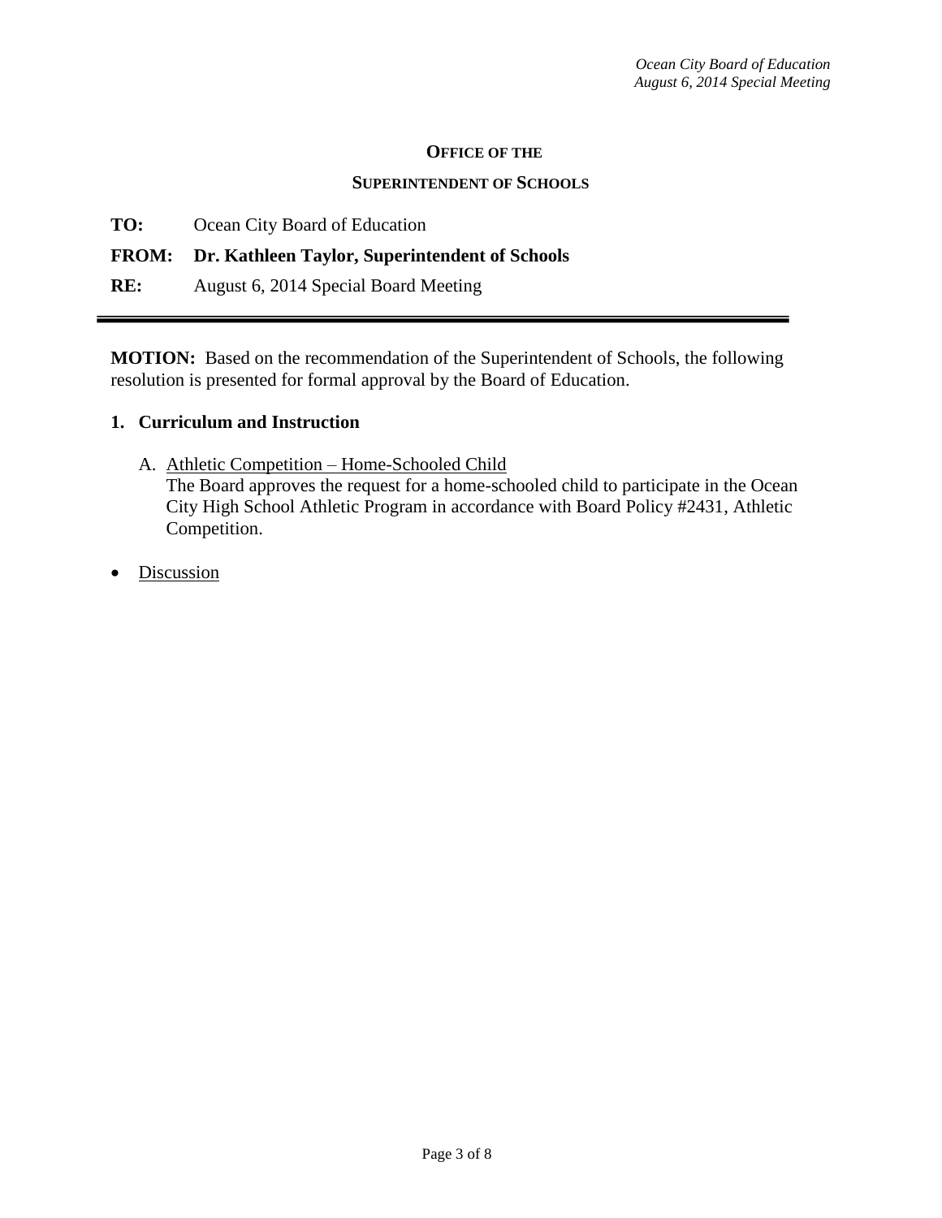**OFFICE OF THE**

**SUPERINTENDENT OF SCHOOLS**

**TO:** Ocean City Board of Education

**FROM: Dr. Kathleen Taylor, Superintendent of Schools**

**RE:** August 6, 2014 Special Board Meeting

---

**MOTION:** Based on the recommendation of the Superintendent of Schools, the following resolution is presented for formal approval by the Board of Education.

**1. Curriculum and Instruction**

A. Athletic Competition – Home-Schooled Child
The Board approves the request for a home-schooled child to participate in the Ocean City High School Athletic Program in accordance with Board Policy #2431, Athletic Competition.

- Discussion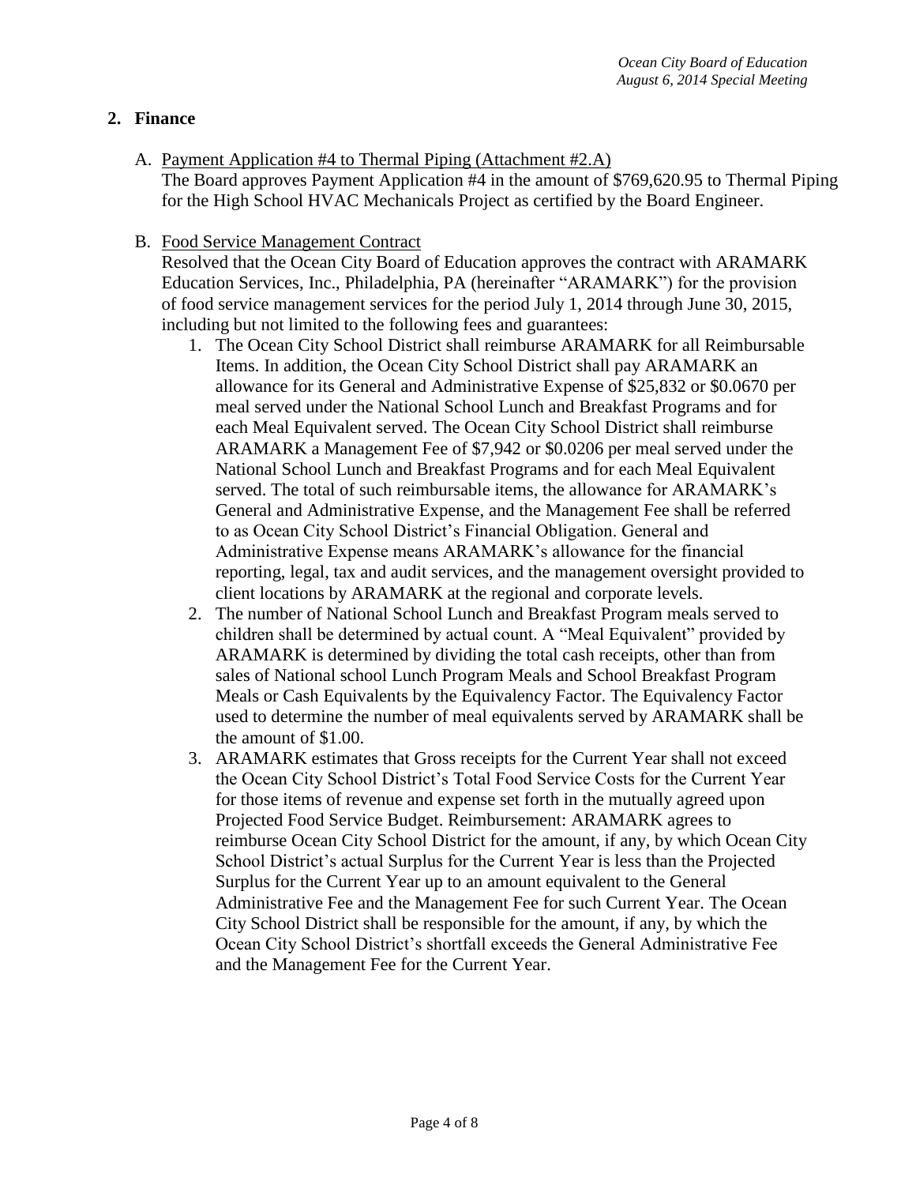## 2. Finance

A. <u>Payment Application #4 to Thermal Piping (Attachment #2.A)</u>
   The Board approves Payment Application #4 in the amount of $769,620.95 to Thermal Piping for the High School HVAC Mechanicals Project as certified by the Board Engineer.

B. <u>Food Service Management Contract</u>
   Resolved that the Ocean City Board of Education approves the contract with ARAMARK Education Services, Inc., Philadelphia, PA (hereinafter "ARAMARK") for the provision of food service management services for the period July 1, 2014 through June 30, 2015, including but not limited to the following fees and guarantees:

   1. The Ocean City School District shall reimburse ARAMARK for all Reimbursable Items. In addition, the Ocean City School District shall pay ARAMARK an allowance for its General and Administrative Expense of $25,832 or $0.0670 per meal served under the National School Lunch and Breakfast Programs and for each Meal Equivalent served. The Ocean City School District shall reimburse ARAMARK a Management Fee of $7,942 or $0.0206 per meal served under the National School Lunch and Breakfast Programs and for each Meal Equivalent served. The total of such reimbursable items, the allowance for ARAMARK's General and Administrative Expense, and the Management Fee shall be referred to as Ocean City School District's Financial Obligation. General and Administrative Expense means ARAMARK's allowance for the financial reporting, legal, tax and audit services, and the management oversight provided to client locations by ARAMARK at the regional and corporate levels.
   2. The number of National School Lunch and Breakfast Program meals served to children shall be determined by actual count. A "Meal Equivalent" provided by ARAMARK is determined by dividing the total cash receipts, other than from sales of National school Lunch Program Meals and School Breakfast Program Meals or Cash Equivalents by the Equivalency Factor. The Equivalency Factor used to determine the number of meal equivalents served by ARAMARK shall be the amount of $1.00.
   3. ARAMARK estimates that Gross receipts for the Current Year shall not exceed the Ocean City School District's Total Food Service Costs for the Current Year for those items of revenue and expense set forth in the mutually agreed upon Projected Food Service Budget. Reimbursement: ARAMARK agrees to reimburse Ocean City School District for the amount, if any, by which Ocean City School District's actual Surplus for the Current Year is less than the Projected Surplus for the Current Year up to an amount equivalent to the General Administrative Fee and the Management Fee for such Current Year. The Ocean City School District shall be responsible for the amount, if any, by which the Ocean City School District's shortfall exceeds the General Administrative Fee and the Management Fee for the Current Year.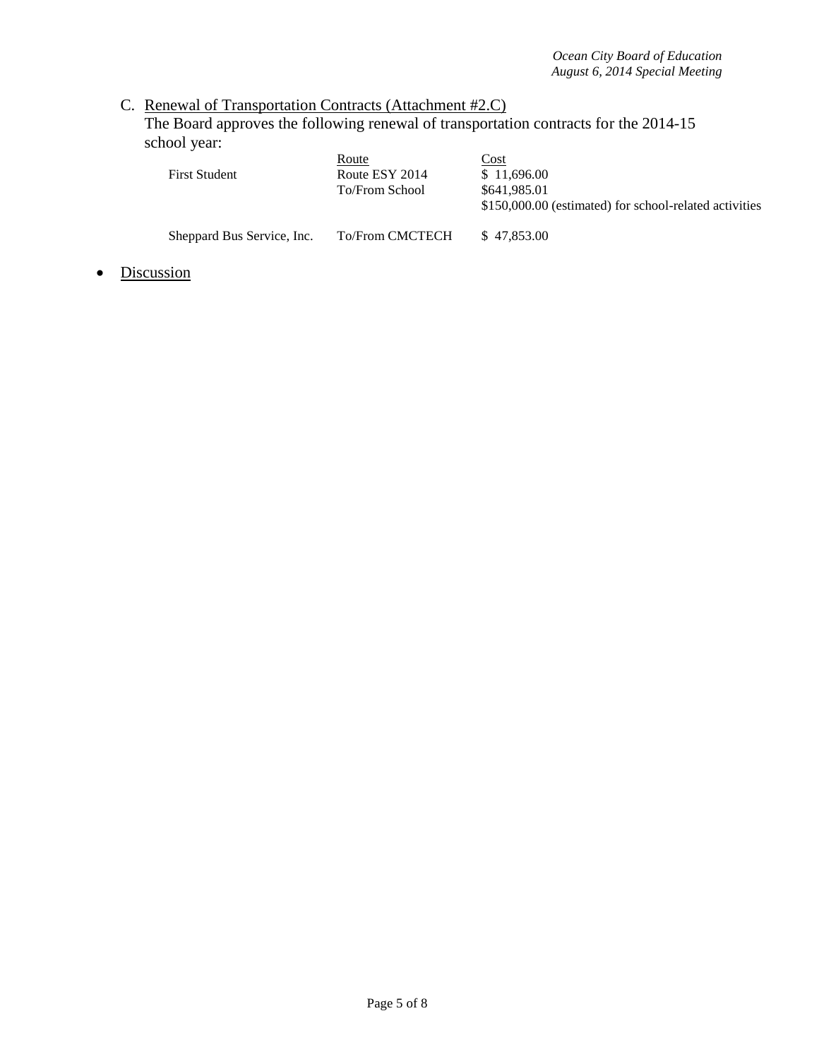C. <u>Renewal of Transportation Contracts (Attachment #2.C)</u>
The Board approves the following renewal of transportation contracts for the 2014-15 school year:

| | Route | Cost |
|---|---|---|
| First Student | Route ESY 2014 | $ 11,696.00 |
| | To/From School | $641,985.01 |
| | | $150,000.00 (estimated) for school-related activities |
| Sheppard Bus Service, Inc. | To/From CMCTECH | $ 47,853.00 |

- <u>Discussion</u>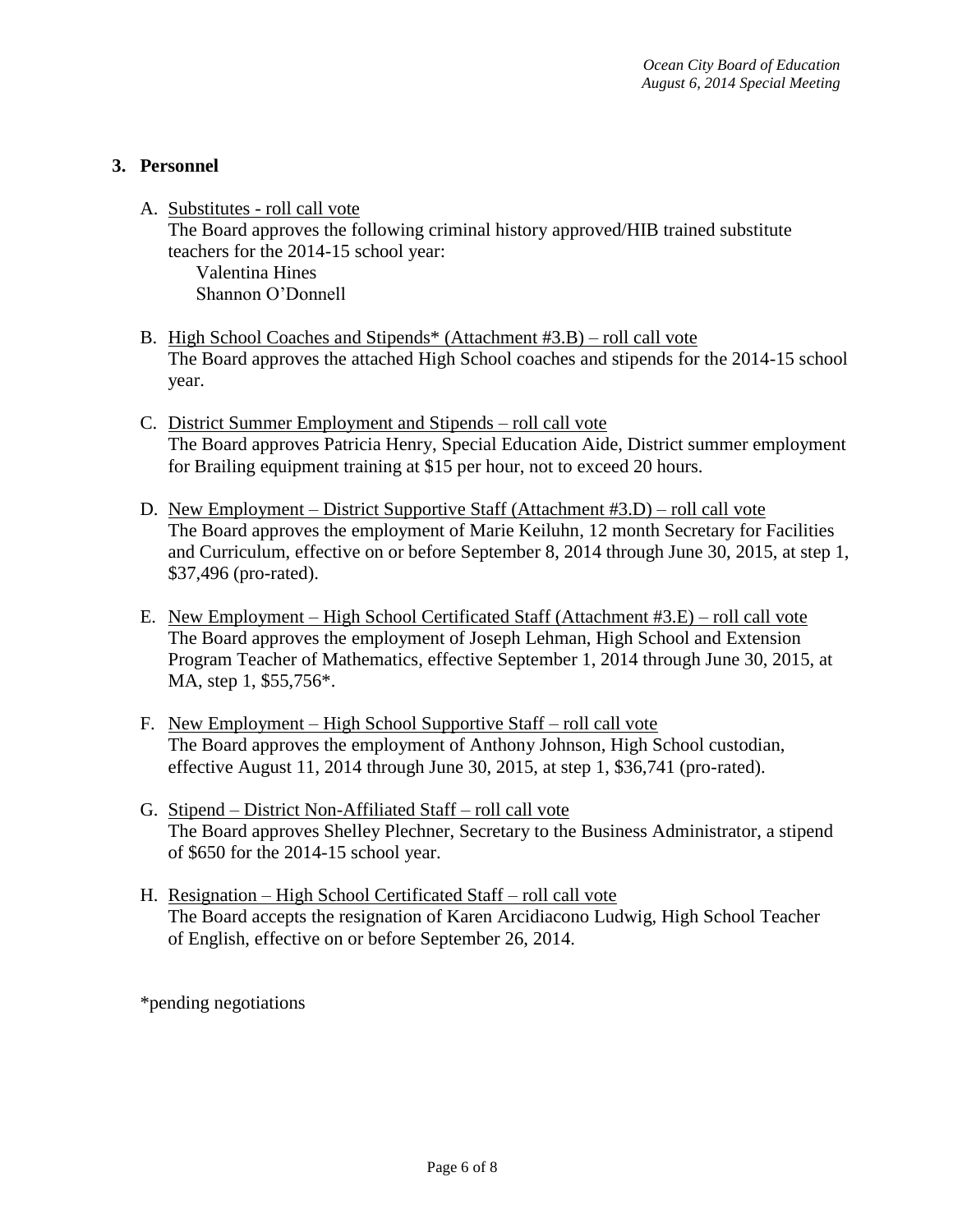## 3. Personnel

A. <u>Substitutes - roll call vote</u>
The Board approves the following criminal history approved/HIB trained substitute teachers for the 2014-15 school year:
   Valentina Hines
   Shannon O'Donnell

B. <u>High School Coaches and Stipends* (Attachment #3.B) – roll call vote</u>
The Board approves the attached High School coaches and stipends for the 2014-15 school year.

C. <u>District Summer Employment and Stipends – roll call vote</u>
The Board approves Patricia Henry, Special Education Aide, District summer employment for Brailing equipment training at $15 per hour, not to exceed 20 hours.

D. <u>New Employment – District Supportive Staff (Attachment #3.D) – roll call vote</u>
The Board approves the employment of Marie Keiluhn, 12 month Secretary for Facilities and Curriculum, effective on or before September 8, 2014 through June 30, 2015, at step 1, $37,496 (pro-rated).

E. <u>New Employment – High School Certificated Staff (Attachment #3.E) – roll call vote</u>
The Board approves the employment of Joseph Lehman, High School and Extension Program Teacher of Mathematics, effective September 1, 2014 through June 30, 2015, at MA, step 1, $55,756*.

F. <u>New Employment – High School Supportive Staff – roll call vote</u>
The Board approves the employment of Anthony Johnson, High School custodian, effective August 11, 2014 through June 30, 2015, at step 1, $36,741 (pro-rated).

G. <u>Stipend – District Non-Affiliated Staff – roll call vote</u>
The Board approves Shelley Plechner, Secretary to the Business Administrator, a stipend of $650 for the 2014-15 school year.

H. <u>Resignation – High School Certificated Staff – roll call vote</u>
The Board accepts the resignation of Karen Arcidiacono Ludwig, High School Teacher of English, effective on or before September 26, 2014.

*pending negotiations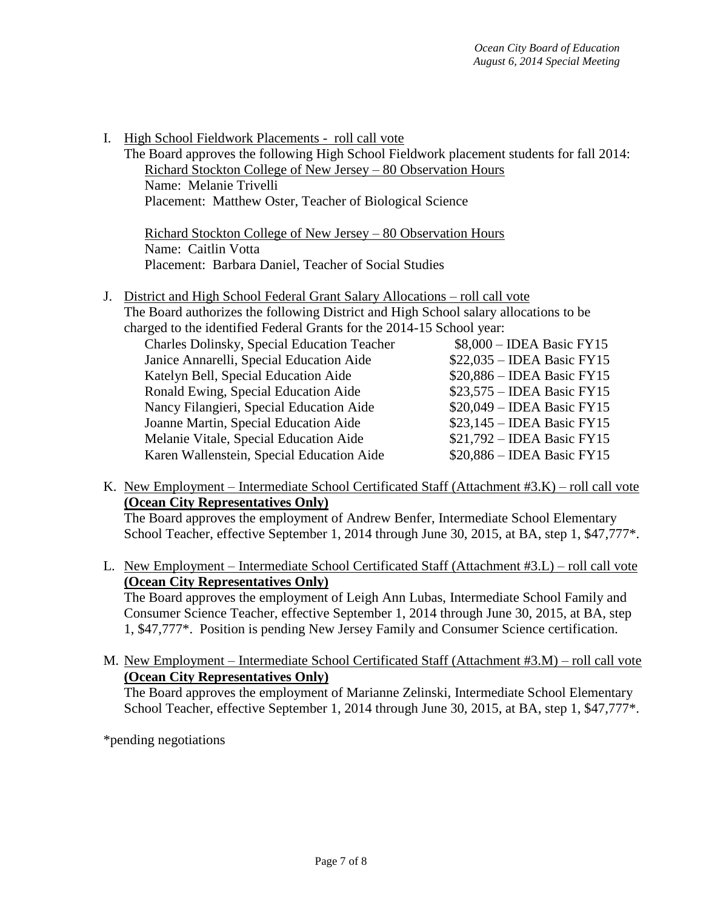I. High School Fieldwork Placements - roll call vote

The Board approves the following High School Fieldwork placement students for fall 2014:

Richard Stockton College of New Jersey – 80 Observation Hours
Name: Melanie Trivelli
Placement: Matthew Oster, Teacher of Biological Science

Richard Stockton College of New Jersey – 80 Observation Hours
Name: Caitlin Votta
Placement: Barbara Daniel, Teacher of Social Studies

J. District and High School Federal Grant Salary Allocations – roll call vote

The Board authorizes the following District and High School salary allocations to be charged to the identified Federal Grants for the 2014-15 School year:

| | |
|---|---|
| Charles Dolinsky, Special Education Teacher | $8,000 – IDEA Basic FY15 |
| Janice Annarelli, Special Education Aide | $22,035 – IDEA Basic FY15 |
| Katelyn Bell, Special Education Aide | $20,886 – IDEA Basic FY15 |
| Ronald Ewing, Special Education Aide | $23,575 – IDEA Basic FY15 |
| Nancy Filangieri, Special Education Aide | $20,049 – IDEA Basic FY15 |
| Joanne Martin, Special Education Aide | $23,145 – IDEA Basic FY15 |
| Melanie Vitale, Special Education Aide | $21,792 – IDEA Basic FY15 |
| Karen Wallenstein, Special Education Aide | $20,886 – IDEA Basic FY15 |

K. New Employment – Intermediate School Certificated Staff (Attachment #3.K) – roll call vote **(Ocean City Representatives Only)**

The Board approves the employment of Andrew Benfer, Intermediate School Elementary School Teacher, effective September 1, 2014 through June 30, 2015, at BA, step 1, $47,777*.

L. New Employment – Intermediate School Certificated Staff (Attachment #3.L) – roll call vote **(Ocean City Representatives Only)**

The Board approves the employment of Leigh Ann Lubas, Intermediate School Family and Consumer Science Teacher, effective September 1, 2014 through June 30, 2015, at BA, step 1, $47,777*. Position is pending New Jersey Family and Consumer Science certification.

M. New Employment – Intermediate School Certificated Staff (Attachment #3.M) – roll call vote **(Ocean City Representatives Only)**

The Board approves the employment of Marianne Zelinski, Intermediate School Elementary School Teacher, effective September 1, 2014 through June 30, 2015, at BA, step 1, $47,777*.

*pending negotiations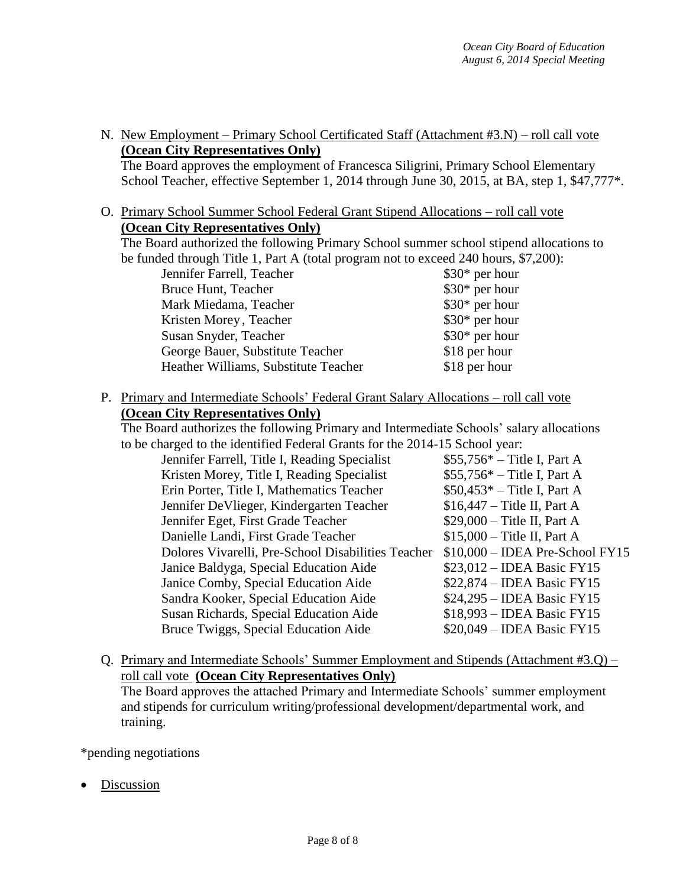N. New Employment – Primary School Certificated Staff (Attachment #3.N) – roll call vote **(Ocean City Representatives Only)**

The Board approves the employment of Francesca Siligrini, Primary School Elementary School Teacher, effective September 1, 2014 through June 30, 2015, at BA, step 1, $47,777*.

O. Primary School Summer School Federal Grant Stipend Allocations – roll call vote **(Ocean City Representatives Only)**

The Board authorized the following Primary School summer school stipend allocations to be funded through Title 1, Part A (total program not to exceed 240 hours, $7,200):

| | |
|---|---|
| Jennifer Farrell, Teacher | $30* per hour |
| Bruce Hunt, Teacher | $30* per hour |
| Mark Miedama, Teacher | $30* per hour |
| Kristen Morey , Teacher | $30* per hour |
| Susan Snyder, Teacher | $30* per hour |
| George Bauer, Substitute Teacher | $18 per hour |
| Heather Williams, Substitute Teacher | $18 per hour |

P. Primary and Intermediate Schools' Federal Grant Salary Allocations – roll call vote **(Ocean City Representatives Only)**

The Board authorizes the following Primary and Intermediate Schools' salary allocations to be charged to the identified Federal Grants for the 2014-15 School year:

| | |
|---|---|
| Jennifer Farrell, Title I, Reading Specialist | $55,756* – Title I, Part A |
| Kristen Morey, Title I, Reading Specialist | $55,756* – Title I, Part A |
| Erin Porter, Title I, Mathematics Teacher | $50,453* – Title I, Part A |
| Jennifer DeVlieger, Kindergarten Teacher | $16,447 – Title II, Part A |
| Jennifer Eget, First Grade Teacher | $29,000 – Title II, Part A |
| Danielle Landi, First Grade Teacher | $15,000 – Title II, Part A |
| Dolores Vivarelli, Pre-School Disabilities Teacher | $10,000 – IDEA Pre-School FY15 |
| Janice Baldyga, Special Education Aide | $23,012 – IDEA Basic FY15 |
| Janice Comby, Special Education Aide | $22,874 – IDEA Basic FY15 |
| Sandra Kooker, Special Education Aide | $24,295 – IDEA Basic FY15 |
| Susan Richards, Special Education Aide | $18,993 – IDEA Basic FY15 |
| Bruce Twiggs, Special Education Aide | $20,049 – IDEA Basic FY15 |

Q. Primary and Intermediate Schools' Summer Employment and Stipends (Attachment #3.Q) – roll call vote **(Ocean City Representatives Only)**

The Board approves the attached Primary and Intermediate Schools' summer employment and stipends for curriculum writing/professional development/departmental work, and training.

*pending negotiations

- Discussion